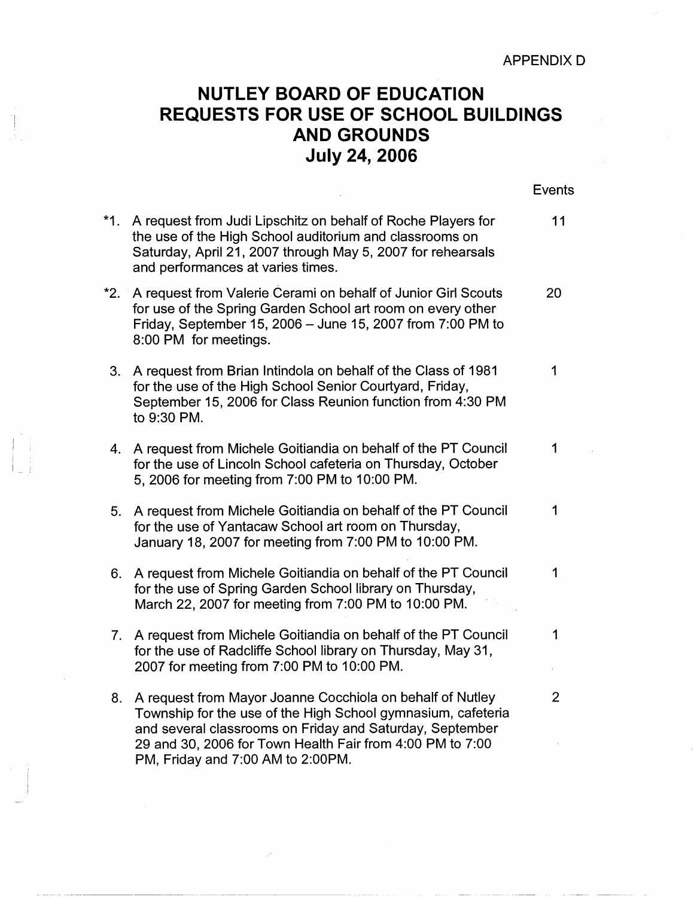APPENDIX D

# NUTLEY BOARD OF EDUCATION
# REQUESTS FOR USE OF SCHOOL BUILDINGS AND GROUNDS
# July 24, 2006

| | Request | Events |
|---|---|---|
| *1. | A request from Judi Lipschitz on behalf of Roche Players for the use of the High School auditorium and classrooms on Saturday, April 21, 2007 through May 5, 2007 for rehearsals and performances at varies times. | 11 |
| *2. | A request from Valerie Cerami on behalf of Junior Girl Scouts for use of the Spring Garden School art room on every other Friday, September 15, 2006 – June 15, 2007 from 7:00 PM to 8:00 PM for meetings. | 20 |
| 3. | A request from Brian Intindola on behalf of the Class of 1981 for the use of the High School Senior Courtyard, Friday, September 15, 2006 for Class Reunion function from 4:30 PM to 9:30 PM. | 1 |
| 4. | A request from Michele Goitiandia on behalf of the PT Council for the use of Lincoln School cafeteria on Thursday, October 5, 2006 for meeting from 7:00 PM to 10:00 PM. | 1 |
| 5. | A request from Michele Goitiandia on behalf of the PT Council for the use of Yantacaw School art room on Thursday, January 18, 2007 for meeting from 7:00 PM to 10:00 PM. | 1 |
| 6. | A request from Michele Goitiandia on behalf of the PT Council for the use of Spring Garden School library on Thursday, March 22, 2007 for meeting from 7:00 PM to 10:00 PM. | 1 |
| 7. | A request from Michele Goitiandia on behalf of the PT Council for the use of Radcliffe School library on Thursday, May 31, 2007 for meeting from 7:00 PM to 10:00 PM. | 1 |
| 8. | A request from Mayor Joanne Cocchiola on behalf of Nutley Township for the use of the High School gymnasium, cafeteria and several classrooms on Friday and Saturday, September 29 and 30, 2006 for Town Health Fair from 4:00 PM to 7:00 PM, Friday and 7:00 AM to 2:00PM. | 2 |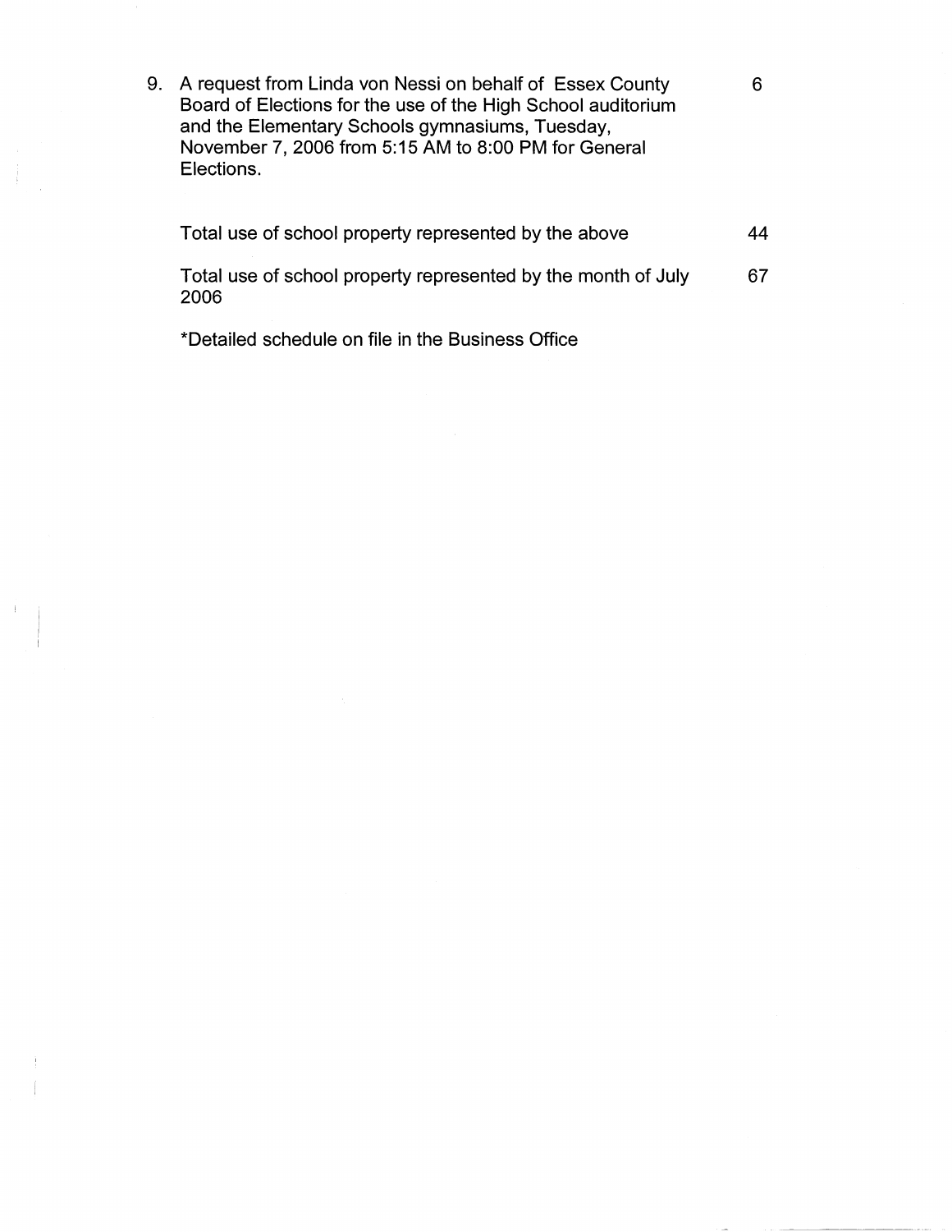9. A request from Linda von Nessi on behalf of Essex County Board of Elections for the use of the High School auditorium and the Elementary Schools gymnasiums, Tuesday, November 7, 2006 from 5:15 AM to 8:00 PM for General Elections. 6

| | |
|---|---|
| Total use of school property represented by the above | 44 |
| Total use of school property represented by the month of July 2006 | 67 |

*Detailed schedule on file in the Business Office